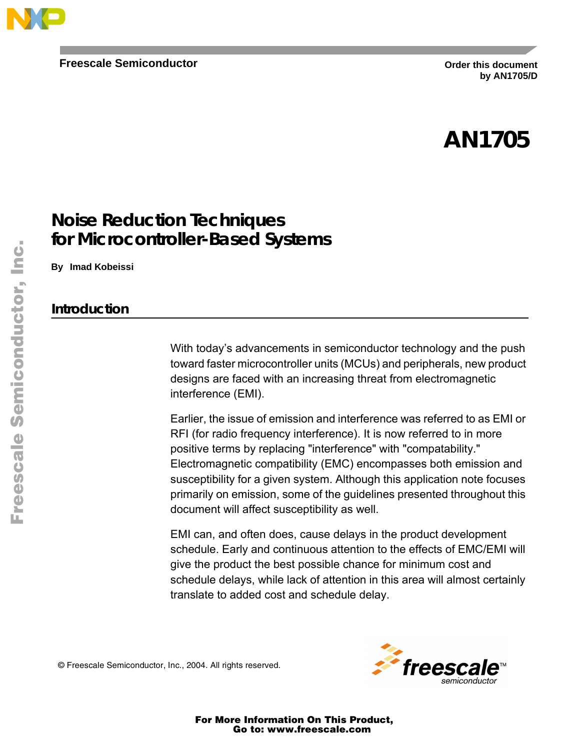Freescale Semiconductor

Order this document by AN1705/D

# AN1705

# Noise Reduction Techniques for Microcontroller-Based Systems

**By Imad Kobeissi**

## Introduction

With today's advancements in semiconductor technology and the push toward faster microcontroller units (MCUs) and peripherals, new product designs are faced with an increasing threat from electromagnetic interference (EMI).

Earlier, the issue of emission and interference was referred to as EMI or RFI (for radio frequency interference). It is now referred to in more positive terms by replacing "interference" with "compatability." Electromagnetic compatibility (EMC) encompasses both emission and susceptibility for a given system. Although this application note focuses primarily on emission, some of the guidelines presented throughout this document will affect susceptibility as well.

EMI can, and often does, cause delays in the product development schedule. Early and continuous attention to the effects of EMC/EMI will give the product the best possible chance for minimum cost and schedule delays, while lack of attention in this area will almost certainly translate to added cost and schedule delay.

© Freescale Semiconductor, Inc., 2004. All rights reserved.

For More Information On This Product,
Go to: www.freescale.com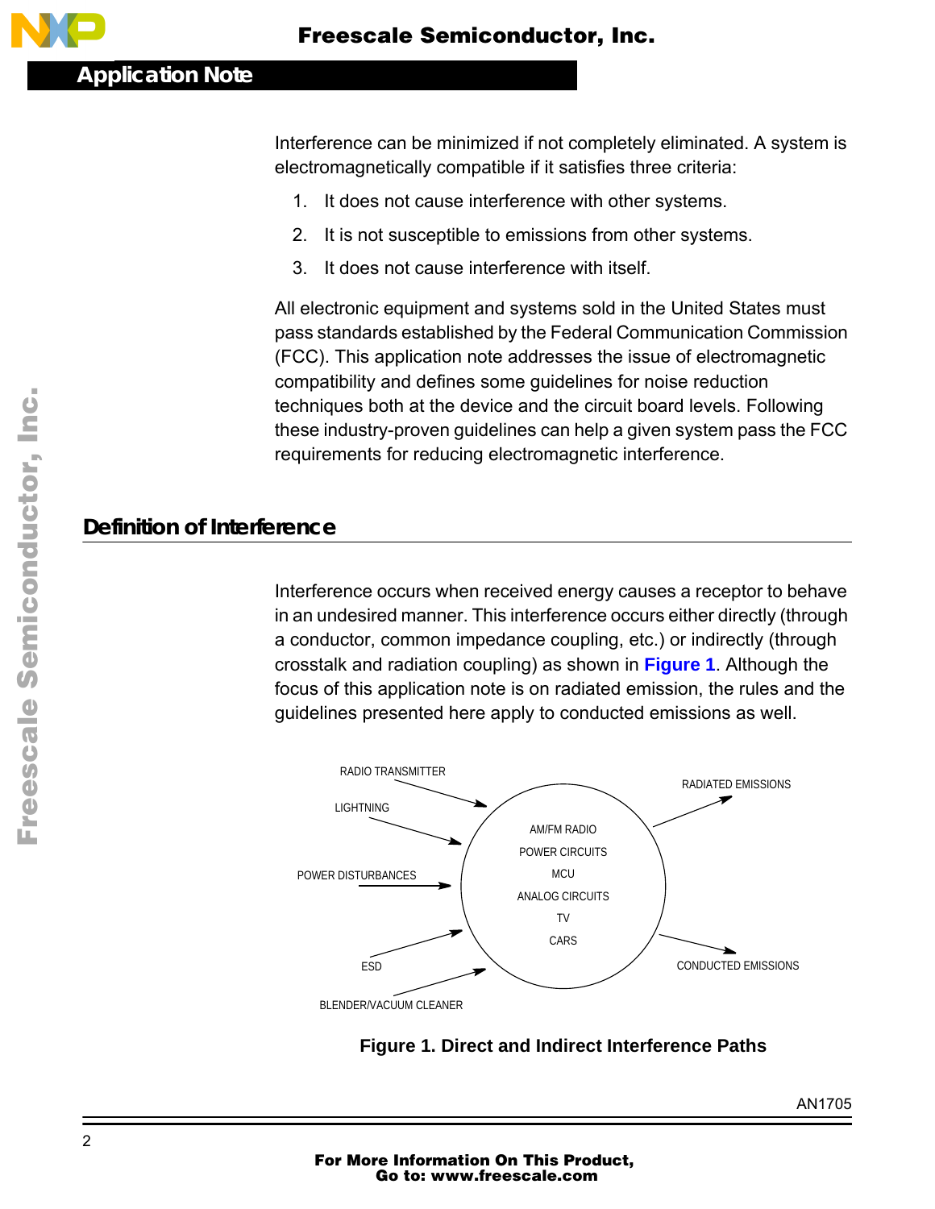Interference can be minimized if not completely eliminated. A system is electromagnetically compatible if it satisfies three criteria:

1. It does not cause interference with other systems.
2. It is not susceptible to emissions from other systems.
3. It does not cause interference with itself.

All electronic equipment and systems sold in the United States must pass standards established by the Federal Communication Commission (FCC). This application note addresses the issue of electromagnetic compatibility and defines some guidelines for noise reduction techniques both at the device and the circuit board levels. Following these industry-proven guidelines can help a given system pass the FCC requirements for reducing electromagnetic interference.

## Definition of Interference

Interference occurs when received energy causes a receptor to behave in an undesired manner. This interference occurs either directly (through a conductor, common impedance coupling, etc.) or indirectly (through crosstalk and radiation coupling) as shown in **Figure 1**. Although the focus of this application note is on radiated emission, the rules and the guidelines presented here apply to conducted emissions as well.

RADIO TRANSMITTER
LIGHTNING
POWER DISTURBANCES
ESD
BLENDER/VACUUM CLEANER

AM/FM RADIO
POWER CIRCUITS
MCU
ANALOG CIRCUITS
TV
CARS

RADIATED EMISSIONS
CONDUCTED EMISSIONS

**Figure 1. Direct and Indirect Interference Paths**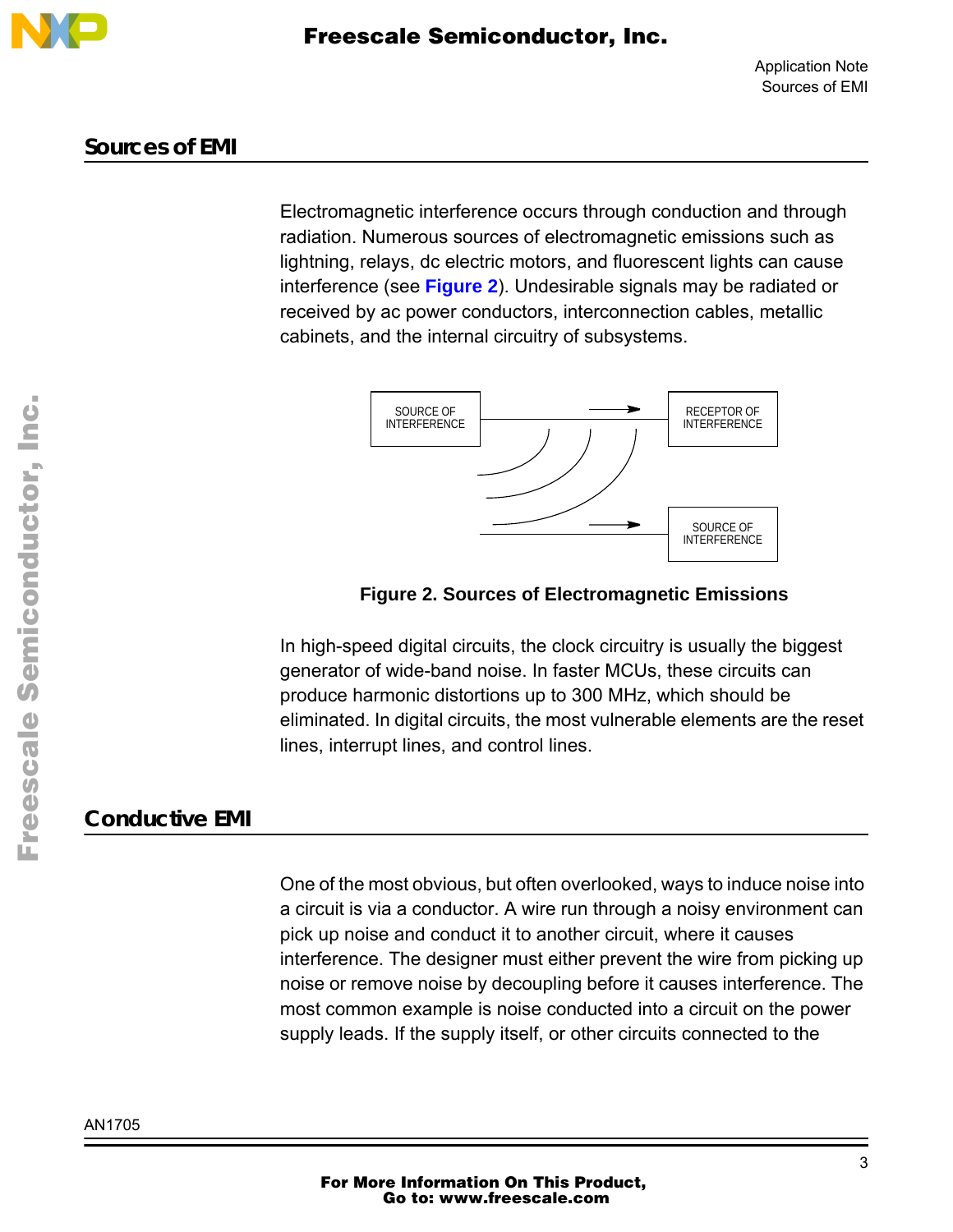## Sources of EMI

Electromagnetic interference occurs through conduction and through radiation. Numerous sources of electromagnetic emissions such as lightning, relays, dc electric motors, and fluorescent lights can cause interference (see Figure 2). Undesirable signals may be radiated or received by ac power conductors, interconnection cables, metallic cabinets, and the internal circuitry of subsystems.

SOURCE OF INTERFERENCE

RECEPTOR OF INTERFERENCE

SOURCE OF INTERFERENCE

**Figure 2. Sources of Electromagnetic Emissions**

In high-speed digital circuits, the clock circuitry is usually the biggest generator of wide-band noise. In faster MCUs, these circuits can produce harmonic distortions up to 300 MHz, which should be eliminated. In digital circuits, the most vulnerable elements are the reset lines, interrupt lines, and control lines.

## Conductive EMI

One of the most obvious, but often overlooked, ways to induce noise into a circuit is via a conductor. A wire run through a noisy environment can pick up noise and conduct it to another circuit, where it causes interference. The designer must either prevent the wire from picking up noise or remove noise by decoupling before it causes interference. The most common example is noise conducted into a circuit on the power supply leads. If the supply itself, or other circuits connected to the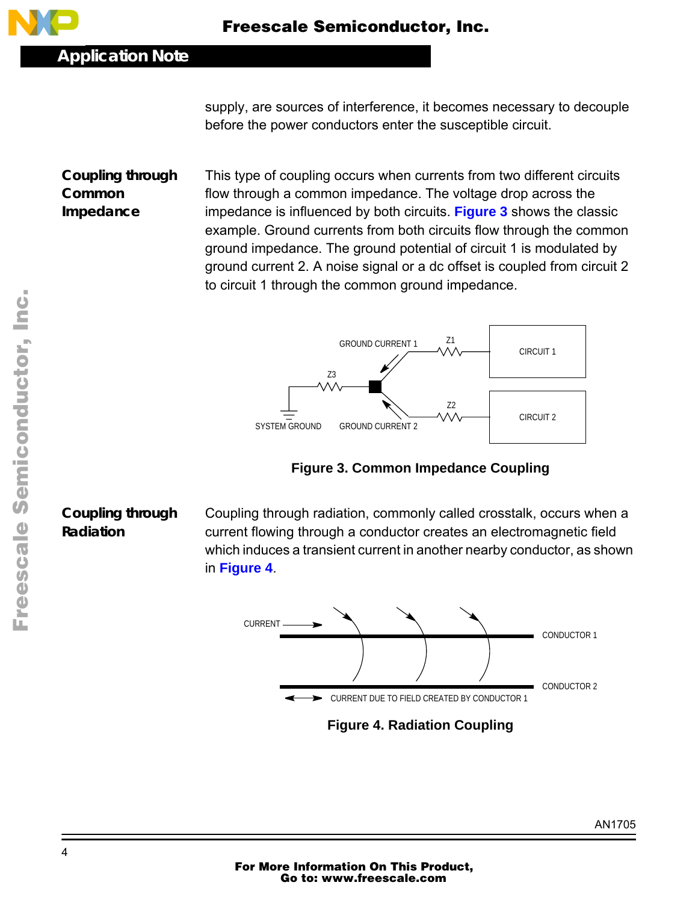supply, are sources of interference, it becomes necessary to decouple before the power conductors enter the susceptible circuit.

## Coupling through Common Impedance

This type of coupling occurs when currents from two different circuits flow through a common impedance. The voltage drop across the impedance is influenced by both circuits. **Figure 3** shows the classic example. Ground currents from both circuits flow through the common ground impedance. The ground potential of circuit 1 is modulated by ground current 2. A noise signal or a dc offset is coupled from circuit 2 to circuit 1 through the common ground impedance.

**Figure 3. Common Impedance Coupling**

## Coupling through Radiation

Coupling through radiation, commonly called crosstalk, occurs when a current flowing through a conductor creates an electromagnetic field which induces a transient current in another nearby conductor, as shown in **Figure 4**.

**Figure 4. Radiation Coupling**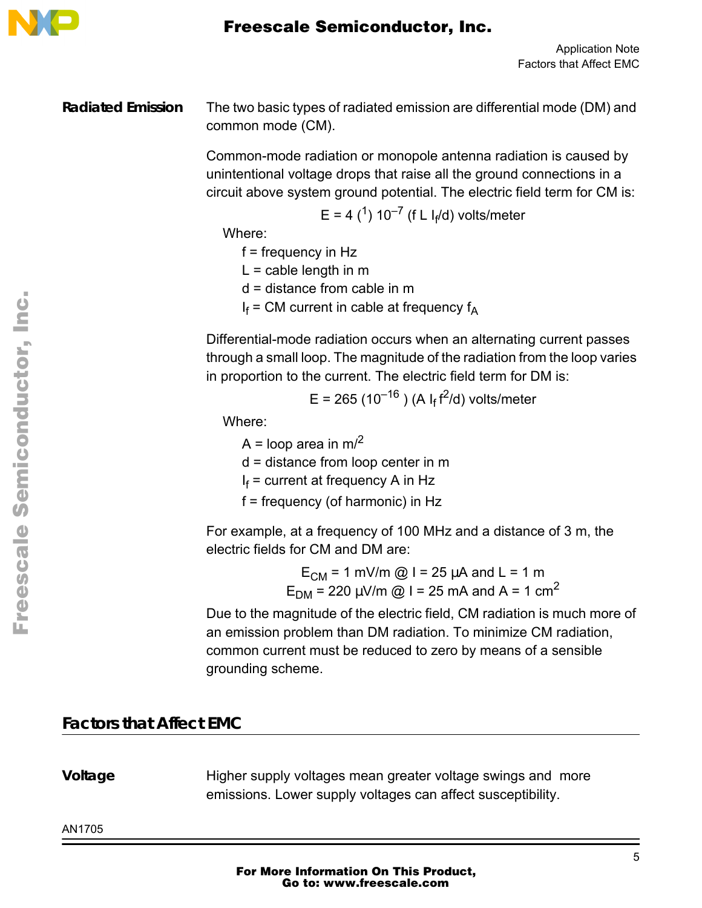### Radiated Emission

The two basic types of radiated emission are differential mode (DM) and common mode (CM).

Common-mode radiation or monopole antenna radiation is caused by unintentional voltage drops that raise all the ground connections in a circuit above system ground potential. The electric field term for CM is:

$$E = 4\ (^{1})\ 10^{-7}\ (f\ L\ I_f/d) \text{ volts/meter}$$

Where:

- f = frequency in Hz
- L = cable length in m
- d = distance from cable in m
- $I_f$ = CM current in cable at frequency $f_A$

Differential-mode radiation occurs when an alternating current passes through a small loop. The magnitude of the radiation from the loop varies in proportion to the current. The electric field term for DM is:

$$E = 265\ (10^{-16})\ (A\ I_f\ f^2/d) \text{ volts/meter}$$

Where:

- A = loop area in $m/^2$
- d = distance from loop center in m
- $I_f$ = current at frequency A in Hz
- f = frequency (of harmonic) in Hz

For example, at a frequency of 100 MHz and a distance of 3 m, the electric fields for CM and DM are:

$$E_{CM} = 1 \text{ mV/m @ I} = 25\ \mu\text{A and L} = 1 \text{ m}$$
$$E_{DM} = 220\ \mu\text{V/m @ I} = 25 \text{ mA and A} = 1 \text{ cm}^2$$

Due to the magnitude of the electric field, CM radiation is much more of an emission problem than DM radiation. To minimize CM radiation, common current must be reduced to zero by means of a sensible grounding scheme.

## Factors that Affect EMC

### Voltage

Higher supply voltages mean greater voltage swings and more emissions. Lower supply voltages can affect susceptibility.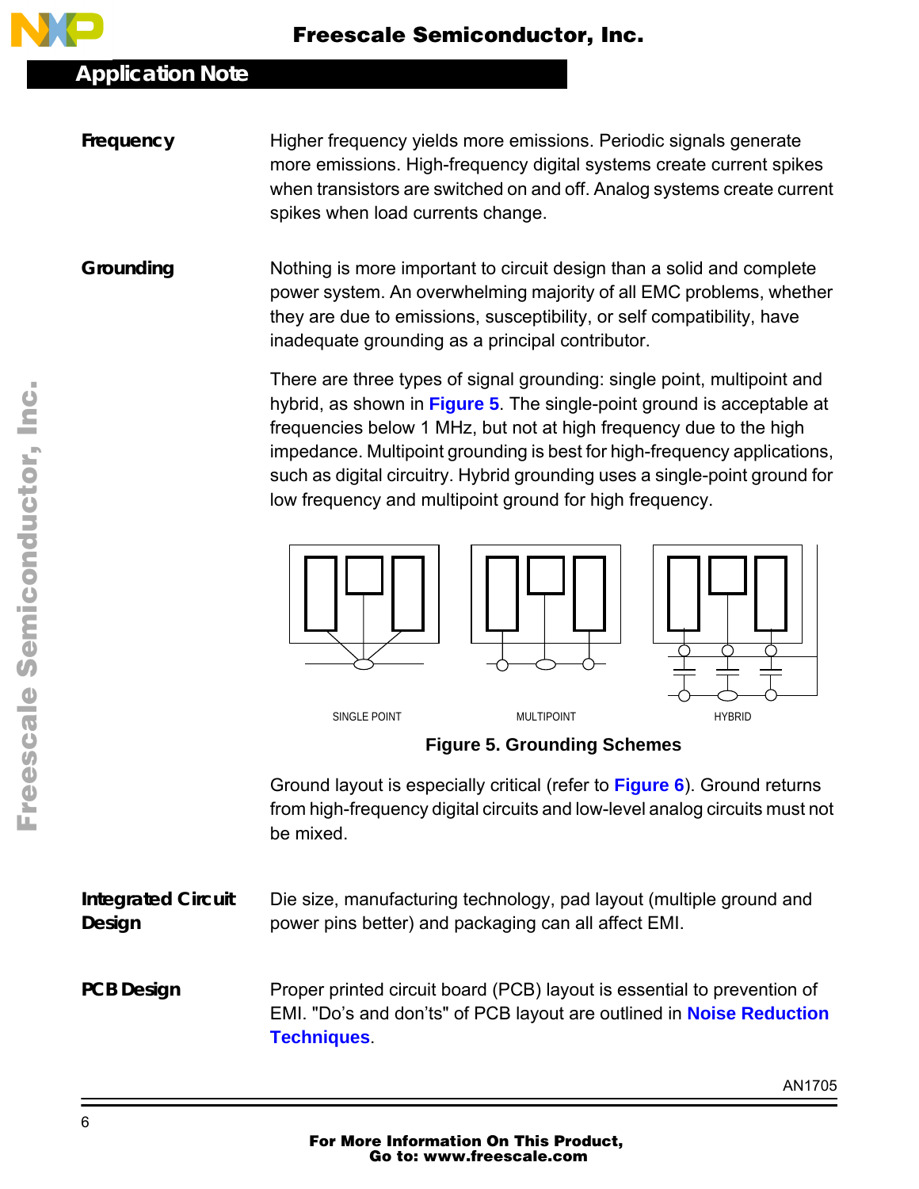## Frequency

Higher frequency yields more emissions. Periodic signals generate more emissions. High-frequency digital systems create current spikes when transistors are switched on and off. Analog systems create current spikes when load currents change.

## Grounding

Nothing is more important to circuit design than a solid and complete power system. An overwhelming majority of all EMC problems, whether they are due to emissions, susceptibility, or self compatibility, have inadequate grounding as a principal contributor.

There are three types of signal grounding: single point, multipoint and hybrid, as shown in **Figure 5**. The single-point ground is acceptable at frequencies below 1 MHz, but not at high frequency due to the high impedance. Multipoint grounding is best for high-frequency applications, such as digital circuitry. Hybrid grounding uses a single-point ground for low frequency and multipoint ground for high frequency.

SINGLE POINT MULTIPOINT HYBRID

**Figure 5. Grounding Schemes**

Ground layout is especially critical (refer to **Figure 6**). Ground returns from high-frequency digital circuits and low-level analog circuits must not be mixed.

## Integrated Circuit Design

Die size, manufacturing technology, pad layout (multiple ground and power pins better) and packaging can all affect EMI.

## PCB Design

Proper printed circuit board (PCB) layout is essential to prevention of EMI. "Do's and don'ts" of PCB layout are outlined in **Noise Reduction Techniques**.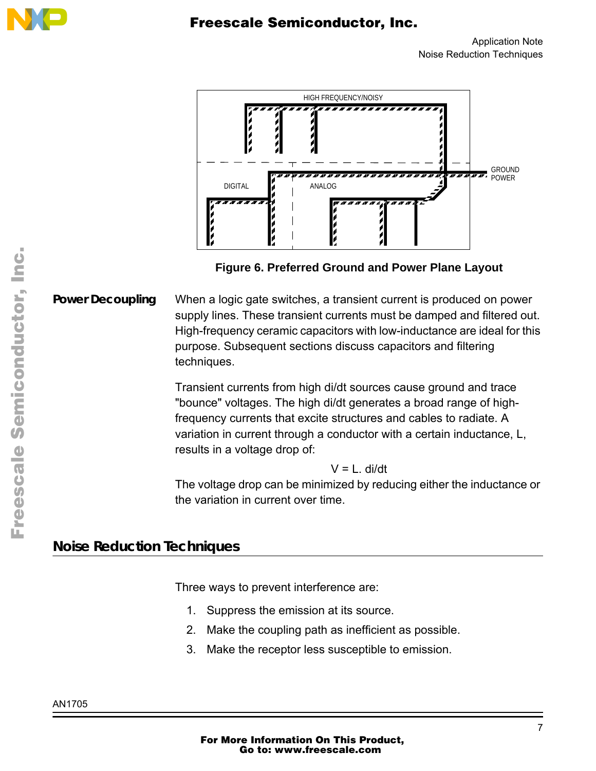HIGH FREQUENCY/NOISY

GROUND

POWER

DIGITAL

ANALOG

**Figure 6. Preferred Ground and Power Plane Layout**

**Power Decoupling**

When a logic gate switches, a transient current is produced on power supply lines. These transient currents must be damped and filtered out. High-frequency ceramic capacitors with low-inductance are ideal for this purpose. Subsequent sections discuss capacitors and filtering techniques.

Transient currents from high di/dt sources cause ground and trace "bounce" voltages. The high di/dt generates a broad range of high-frequency currents that excite structures and cables to radiate. A variation in current through a conductor with a certain inductance, L, results in a voltage drop of:

$$V = L. \, di/dt$$

The voltage drop can be minimized by reducing either the inductance or the variation in current over time.

## Noise Reduction Techniques

Three ways to prevent interference are:

1. Suppress the emission at its source.
2. Make the coupling path as inefficient as possible.
3. Make the receptor less susceptible to emission.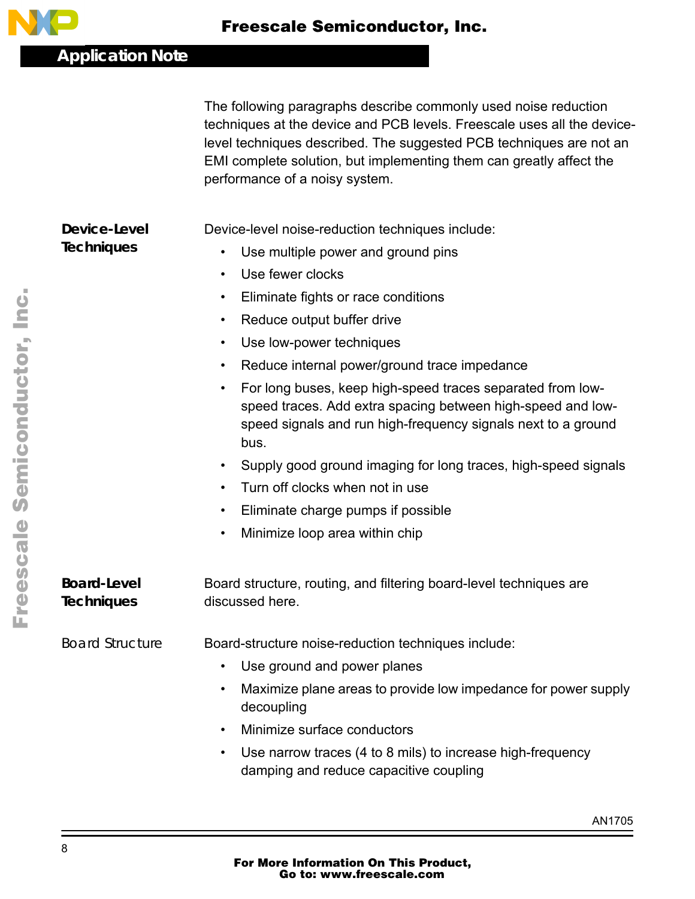The following paragraphs describe commonly used noise reduction techniques at the device and PCB levels. Freescale uses all the device-level techniques described. The suggested PCB techniques are not an EMI complete solution, but implementing them can greatly affect the performance of a noisy system.

## Device-Level Techniques

Device-level noise-reduction techniques include:

- Use multiple power and ground pins
- Use fewer clocks
- Eliminate fights or race conditions
- Reduce output buffer drive
- Use low-power techniques
- Reduce internal power/ground trace impedance
- For long buses, keep high-speed traces separated from low-speed traces. Add extra spacing between high-speed and low-speed signals and run high-frequency signals next to a ground bus.
- Supply good ground imaging for long traces, high-speed signals
- Turn off clocks when not in use
- Eliminate charge pumps if possible
- Minimize loop area within chip

## Board-Level Techniques

Board structure, routing, and filtering board-level techniques are discussed here.

### Board Structure

Board-structure noise-reduction techniques include:

- Use ground and power planes
- Maximize plane areas to provide low impedance for power supply decoupling
- Minimize surface conductors
- Use narrow traces (4 to 8 mils) to increase high-frequency damping and reduce capacitive coupling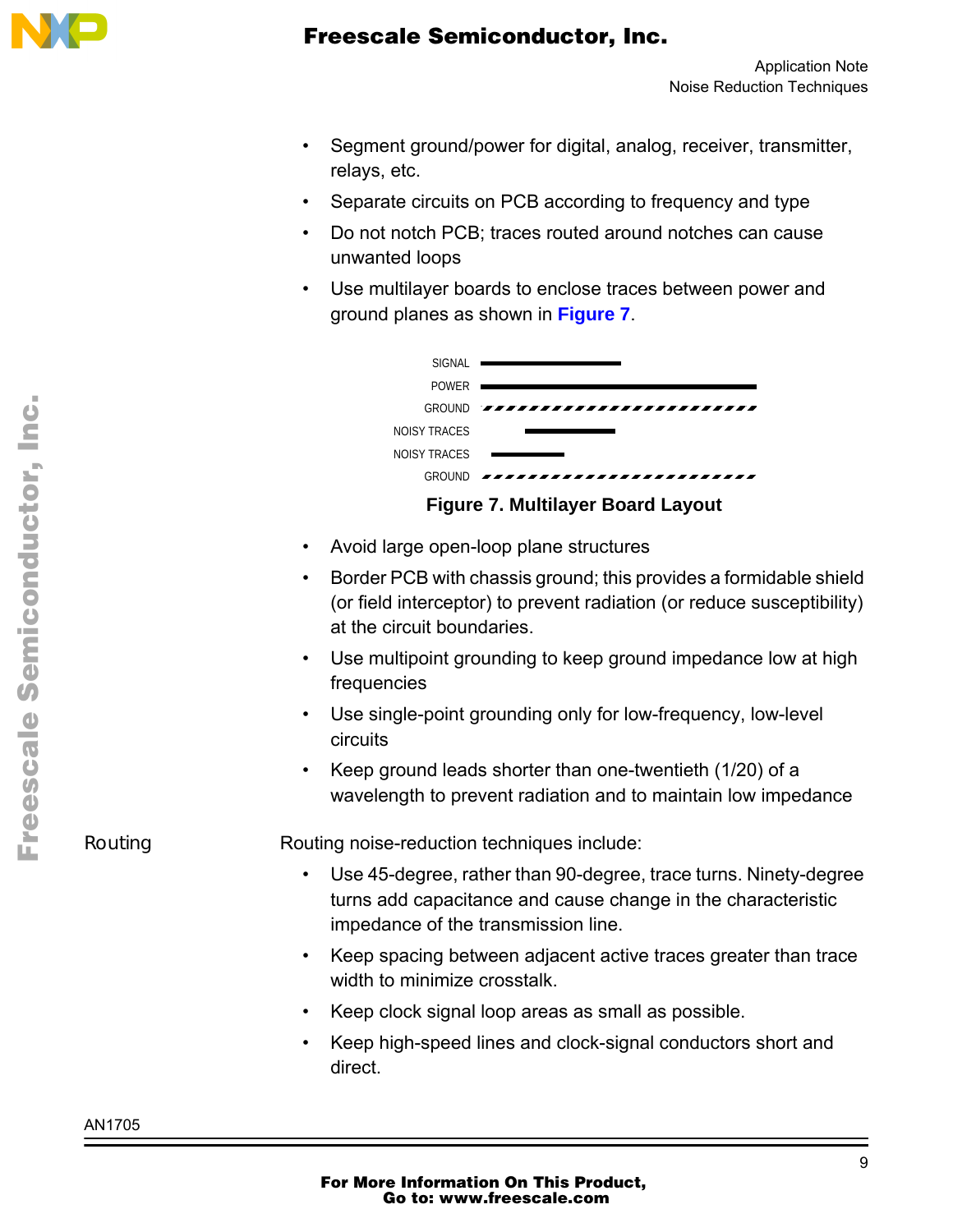- Segment ground/power for digital, analog, receiver, transmitter, relays, etc.
- Separate circuits on PCB according to frequency and type
- Do not notch PCB; traces routed around notches can cause unwanted loops
- Use multilayer boards to enclose traces between power and ground planes as shown in **Figure 7**.

SIGNAL
POWER
GROUND
NOISY TRACES
NOISY TRACES
GROUND

**Figure 7. Multilayer Board Layout**

- Avoid large open-loop plane structures
- Border PCB with chassis ground; this provides a formidable shield (or field interceptor) to prevent radiation (or reduce susceptibility) at the circuit boundaries.
- Use multipoint grounding to keep ground impedance low at high frequencies
- Use single-point grounding only for low-frequency, low-level circuits
- Keep ground leads shorter than one-twentieth (1/20) of a wavelength to prevent radiation and to maintain low impedance

## Routing

Routing noise-reduction techniques include:

- Use 45-degree, rather than 90-degree, trace turns. Ninety-degree turns add capacitance and cause change in the characteristic impedance of the transmission line.
- Keep spacing between adjacent active traces greater than trace width to minimize crosstalk.
- Keep clock signal loop areas as small as possible.
- Keep high-speed lines and clock-signal conductors short and direct.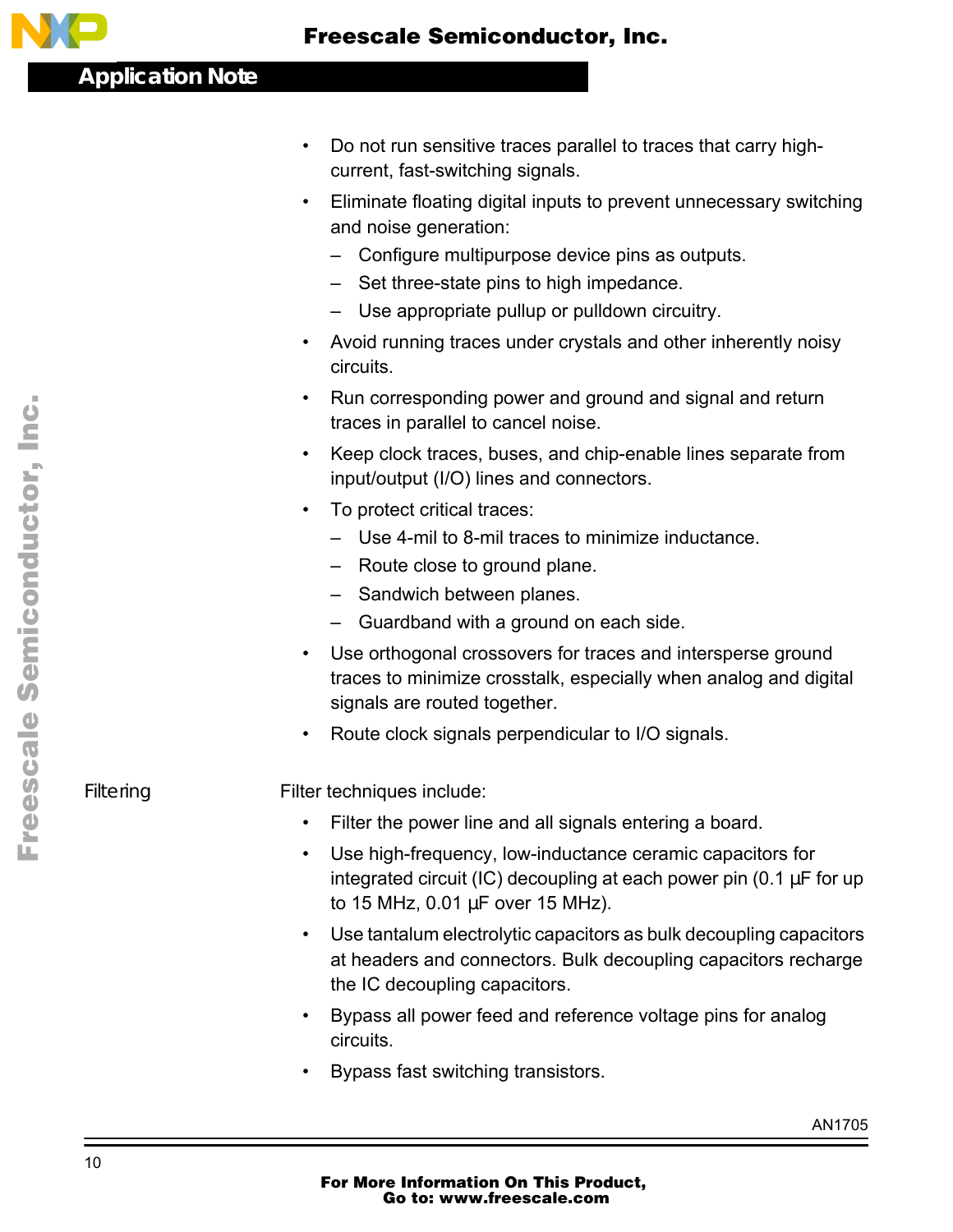- Do not run sensitive traces parallel to traces that carry high-current, fast-switching signals.
- Eliminate floating digital inputs to prevent unnecessary switching and noise generation:
  - Configure multipurpose device pins as outputs.
  - Set three-state pins to high impedance.
  - Use appropriate pullup or pulldown circuitry.
- Avoid running traces under crystals and other inherently noisy circuits.
- Run corresponding power and ground and signal and return traces in parallel to cancel noise.
- Keep clock traces, buses, and chip-enable lines separate from input/output (I/O) lines and connectors.
- To protect critical traces:
  - Use 4-mil to 8-mil traces to minimize inductance.
  - Route close to ground plane.
  - Sandwich between planes.
  - Guardband with a ground on each side.
- Use orthogonal crossovers for traces and intersperse ground traces to minimize crosstalk, especially when analog and digital signals are routed together.
- Route clock signals perpendicular to I/O signals.

### Filtering

Filter techniques include:

- Filter the power line and all signals entering a board.
- Use high-frequency, low-inductance ceramic capacitors for integrated circuit (IC) decoupling at each power pin (0.1 µF for up to 15 MHz, 0.01 µF over 15 MHz).
- Use tantalum electrolytic capacitors as bulk decoupling capacitors at headers and connectors. Bulk decoupling capacitors recharge the IC decoupling capacitors.
- Bypass all power feed and reference voltage pins for analog circuits.
- Bypass fast switching transistors.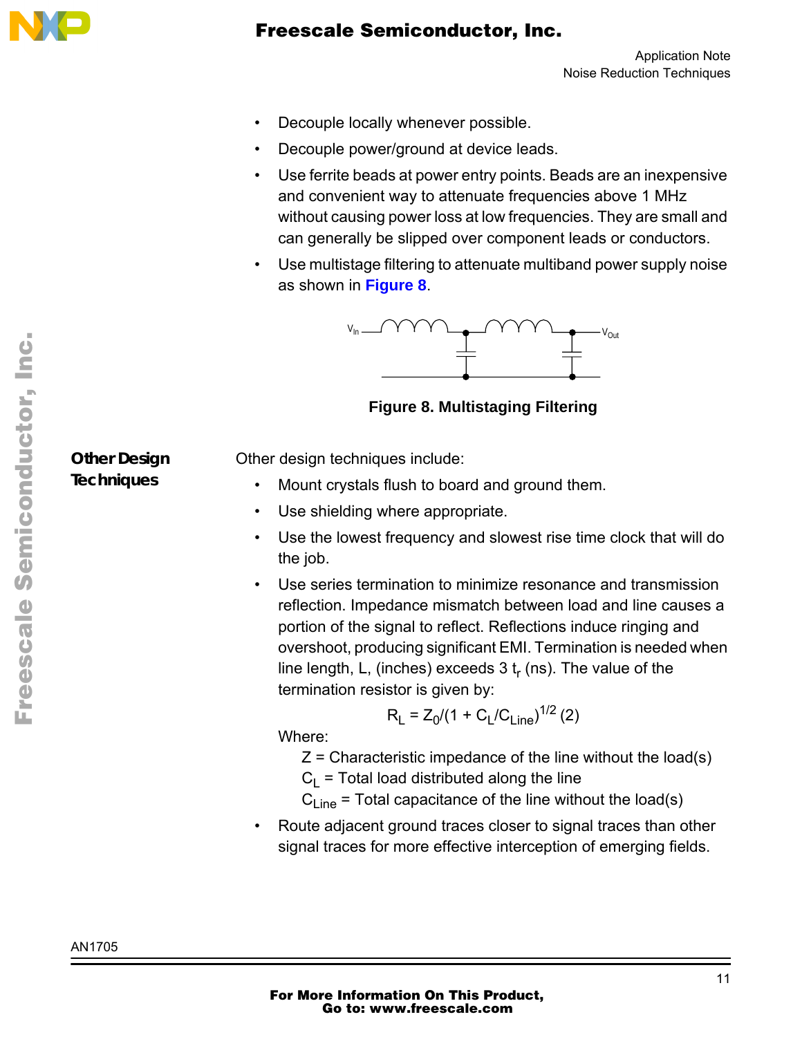- Decouple locally whenever possible.
- Decouple power/ground at device leads.
- Use ferrite beads at power entry points. Beads are an inexpensive and convenient way to attenuate frequencies above 1 MHz without causing power loss at low frequencies. They are small and can generally be slipped over component leads or conductors.
- Use multistage filtering to attenuate multiband power supply noise as shown in **Figure 8**.

**Figure 8. Multistaging Filtering**

## Other Design Techniques

Other design techniques include:

- Mount crystals flush to board and ground them.
- Use shielding where appropriate.
- Use the lowest frequency and slowest rise time clock that will do the job.
- Use series termination to minimize resonance and transmission reflection. Impedance mismatch between load and line causes a portion of the signal to reflect. Reflections induce ringing and overshoot, producing significant EMI. Termination is needed when line length, L, (inches) exceeds 3 $t_r$ (ns). The value of the termination resistor is given by:

$$R_L = Z_0/(1 + C_L/C_{Line})^{1/2} \quad (2)$$

  Where:

  Z = Characteristic impedance of the line without the load(s)
  $C_L$ = Total load distributed along the line
  $C_{Line}$ = Total capacitance of the line without the load(s)

- Route adjacent ground traces closer to signal traces than other signal traces for more effective interception of emerging fields.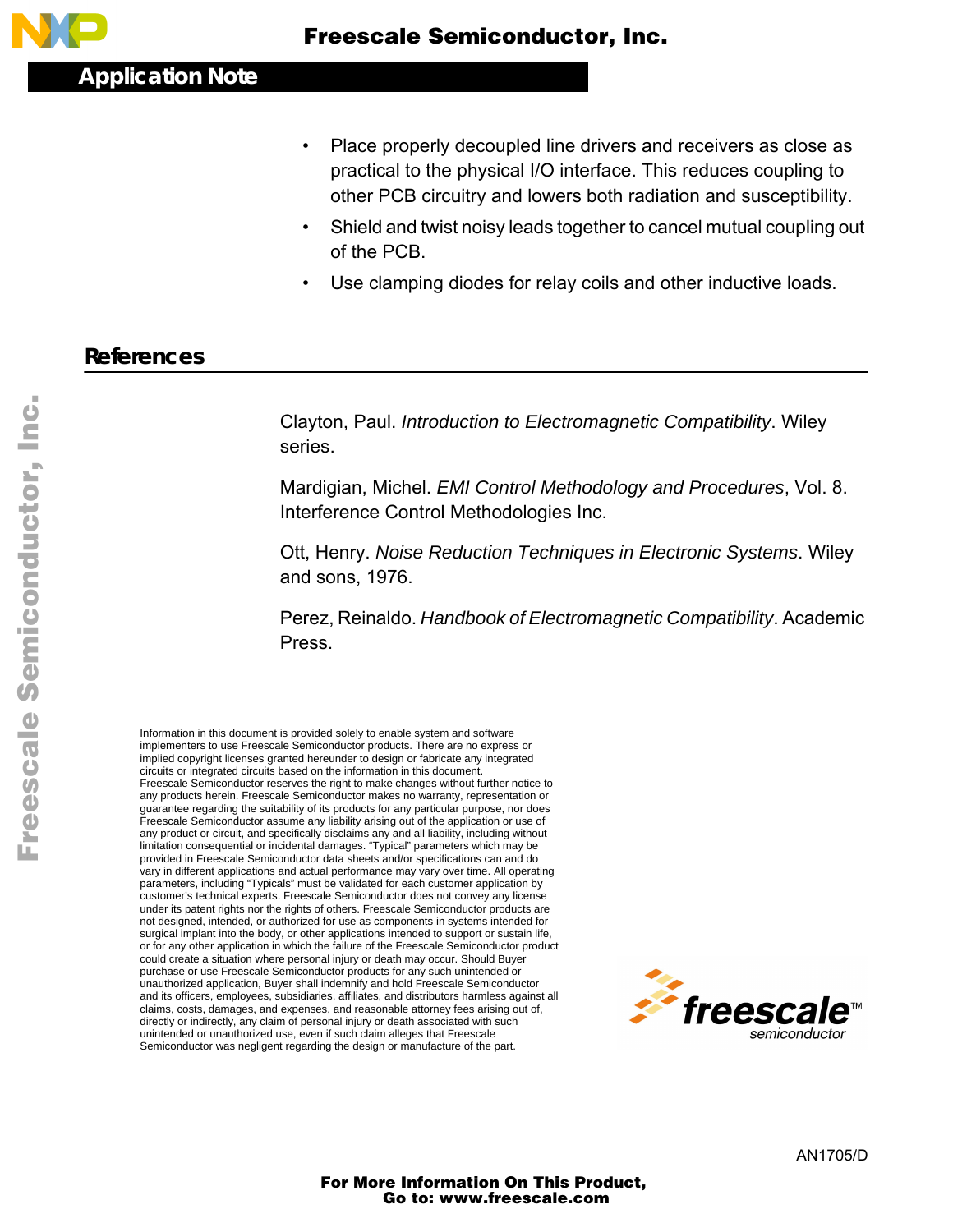- Place properly decoupled line drivers and receivers as close as practical to the physical I/O interface. This reduces coupling to other PCB circuitry and lowers both radiation and susceptibility.
- Shield and twist noisy leads together to cancel mutual coupling out of the PCB.
- Use clamping diodes for relay coils and other inductive loads.

## References

Clayton, Paul. *Introduction to Electromagnetic Compatibility*. Wiley series.

Mardigian, Michel. *EMI Control Methodology and Procedures*, Vol. 8. Interference Control Methodologies Inc.

Ott, Henry. *Noise Reduction Techniques in Electronic Systems*. Wiley and sons, 1976.

Perez, Reinaldo. *Handbook of Electromagnetic Compatibility*. Academic Press.

Information in this document is provided solely to enable system and software implementers to use Freescale Semiconductor products. There are no express or implied copyright licenses granted hereunder to design or fabricate any integrated circuits or integrated circuits based on the information in this document.
Freescale Semiconductor reserves the right to make changes without further notice to any products herein. Freescale Semiconductor makes no warranty, representation or guarantee regarding the suitability of its products for any particular purpose, nor does Freescale Semiconductor assume any liability arising out of the application or use of any product or circuit, and specifically disclaims any and all liability, including without limitation consequential or incidental damages. "Typical" parameters which may be provided in Freescale Semiconductor data sheets and/or specifications can and do vary in different applications and actual performance may vary over time. All operating parameters, including "Typicals" must be validated for each customer application by customer's technical experts. Freescale Semiconductor does not convey any license under its patent rights nor the rights of others. Freescale Semiconductor products are not designed, intended, or authorized for use as components in systems intended for surgical implant into the body, or other applications intended to support or sustain life, or for any other application in which the failure of the Freescale Semiconductor product could create a situation where personal injury or death may occur. Should Buyer purchase or use Freescale Semiconductor products for any such unintended or unauthorized application, Buyer shall indemnify and hold Freescale Semiconductor and its officers, employees, subsidiaries, affiliates, and distributors harmless against all claims, costs, damages, and expenses, and reasonable attorney fees arising out of, directly or indirectly, any claim of personal injury or death associated with such unintended or unauthorized use, even if such claim alleges that Freescale Semiconductor was negligent regarding the design or manufacture of the part.

AN1705/D